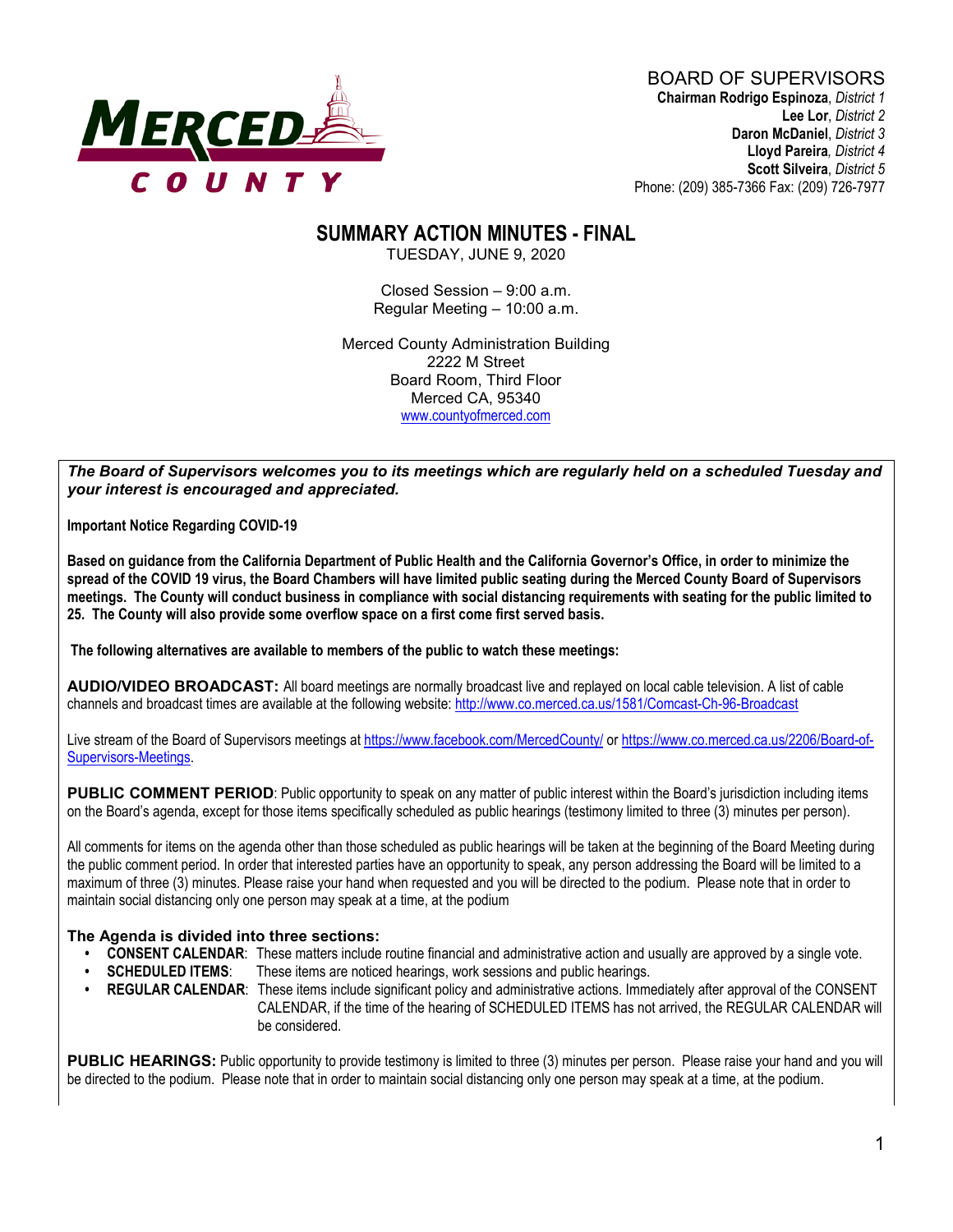MERCED COUNTY

BOARD OF SUPERVISORS
**Chairman Rodrigo Espinoza**, *District 1*
**Lee Lor**, *District 2*
**Daron McDaniel**, *District 3*
**Lloyd Pareira**, *District 4*
**Scott Silveira**, *District 5*
Phone: (209) 385-7366 Fax: (209) 726-7977

# SUMMARY ACTION MINUTES - FINAL

TUESDAY, JUNE 9, 2020

Closed Session – 9:00 a.m.
Regular Meeting – 10:00 a.m.

Merced County Administration Building
2222 M Street
Board Room, Third Floor
Merced CA, 95340
www.countyofmerced.com

***The Board of Supervisors welcomes you to its meetings which are regularly held on a scheduled Tuesday and your interest is encouraged and appreciated.***

**Important Notice Regarding COVID-19**

**Based on guidance from the California Department of Public Health and the California Governor's Office, in order to minimize the spread of the COVID 19 virus, the Board Chambers will have limited public seating during the Merced County Board of Supervisors meetings. The County will conduct business in compliance with social distancing requirements with seating for the public limited to 25. The County will also provide some overflow space on a first come first served basis.**

**The following alternatives are available to members of the public to watch these meetings:**

**AUDIO/VIDEO BROADCAST:** All board meetings are normally broadcast live and replayed on local cable television. A list of cable channels and broadcast times are available at the following website: http://www.co.merced.ca.us/1581/Comcast-Ch-96-Broadcast

Live stream of the Board of Supervisors meetings at https://www.facebook.com/MercedCounty/ or https://www.co.merced.ca.us/2206/Board-of-Supervisors-Meetings.

**PUBLIC COMMENT PERIOD**: Public opportunity to speak on any matter of public interest within the Board's jurisdiction including items on the Board's agenda, except for those items specifically scheduled as public hearings (testimony limited to three (3) minutes per person).

All comments for items on the agenda other than those scheduled as public hearings will be taken at the beginning of the Board Meeting during the public comment period. In order that interested parties have an opportunity to speak, any person addressing the Board will be limited to a maximum of three (3) minutes. Please raise your hand when requested and you will be directed to the podium. Please note that in order to maintain social distancing only one person may speak at a time, at the podium

**The Agenda is divided into three sections:**

- **CONSENT CALENDAR**: These matters include routine financial and administrative action and usually are approved by a single vote.
- **SCHEDULED ITEMS**: These items are noticed hearings, work sessions and public hearings.
- **REGULAR CALENDAR**: These items include significant policy and administrative actions. Immediately after approval of the CONSENT CALENDAR, if the time of the hearing of SCHEDULED ITEMS has not arrived, the REGULAR CALENDAR will be considered.

**PUBLIC HEARINGS:** Public opportunity to provide testimony is limited to three (3) minutes per person. Please raise your hand and you will be directed to the podium. Please note that in order to maintain social distancing only one person may speak at a time, at the podium.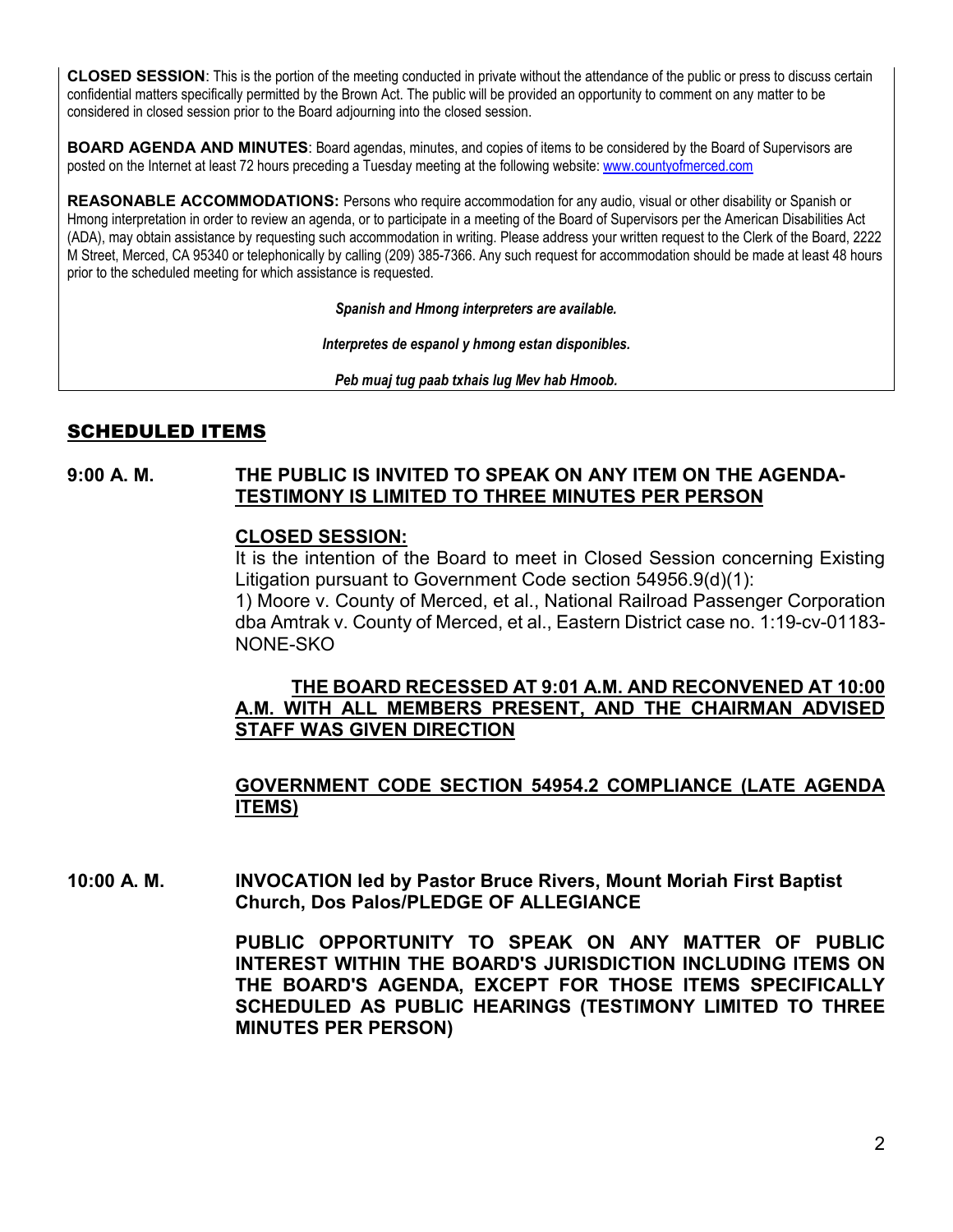**CLOSED SESSION**: This is the portion of the meeting conducted in private without the attendance of the public or press to discuss certain confidential matters specifically permitted by the Brown Act. The public will be provided an opportunity to comment on any matter to be considered in closed session prior to the Board adjourning into the closed session.

**BOARD AGENDA AND MINUTES**: Board agendas, minutes, and copies of items to be considered by the Board of Supervisors are posted on the Internet at least 72 hours preceding a Tuesday meeting at the following website: www.countyofmerced.com

**REASONABLE ACCOMMODATIONS:** Persons who require accommodation for any audio, visual or other disability or Spanish or Hmong interpretation in order to review an agenda, or to participate in a meeting of the Board of Supervisors per the American Disabilities Act (ADA), may obtain assistance by requesting such accommodation in writing. Please address your written request to the Clerk of the Board, 2222 M Street, Merced, CA 95340 or telephonically by calling (209) 385-7366. Any such request for accommodation should be made at least 48 hours prior to the scheduled meeting for which assistance is requested.

***Spanish and Hmong interpreters are available.***

***Interpretes de espanol y hmong estan disponibles.***

***Peb muaj tug paab txhais lug Mev hab Hmoob.***

## SCHEDULED ITEMS

**9:00 A. M.** **THE PUBLIC IS INVITED TO SPEAK ON ANY ITEM ON THE AGENDA-TESTIMONY IS LIMITED TO THREE MINUTES PER PERSON**

**CLOSED SESSION:**

It is the intention of the Board to meet in Closed Session concerning Existing Litigation pursuant to Government Code section 54956.9(d)(1):

1) Moore v. County of Merced, et al., National Railroad Passenger Corporation dba Amtrak v. County of Merced, et al., Eastern District case no. 1:19-cv-01183-NONE-SKO

**THE BOARD RECESSED AT 9:01 A.M. AND RECONVENED AT 10:00 A.M. WITH ALL MEMBERS PRESENT, AND THE CHAIRMAN ADVISED STAFF WAS GIVEN DIRECTION**

**GOVERNMENT CODE SECTION 54954.2 COMPLIANCE (LATE AGENDA ITEMS)**

**10:00 A. M.** **INVOCATION led by Pastor Bruce Rivers, Mount Moriah First Baptist Church, Dos Palos/PLEDGE OF ALLEGIANCE**

**PUBLIC OPPORTUNITY TO SPEAK ON ANY MATTER OF PUBLIC INTEREST WITHIN THE BOARD'S JURISDICTION INCLUDING ITEMS ON THE BOARD'S AGENDA, EXCEPT FOR THOSE ITEMS SPECIFICALLY SCHEDULED AS PUBLIC HEARINGS (TESTIMONY LIMITED TO THREE MINUTES PER PERSON)**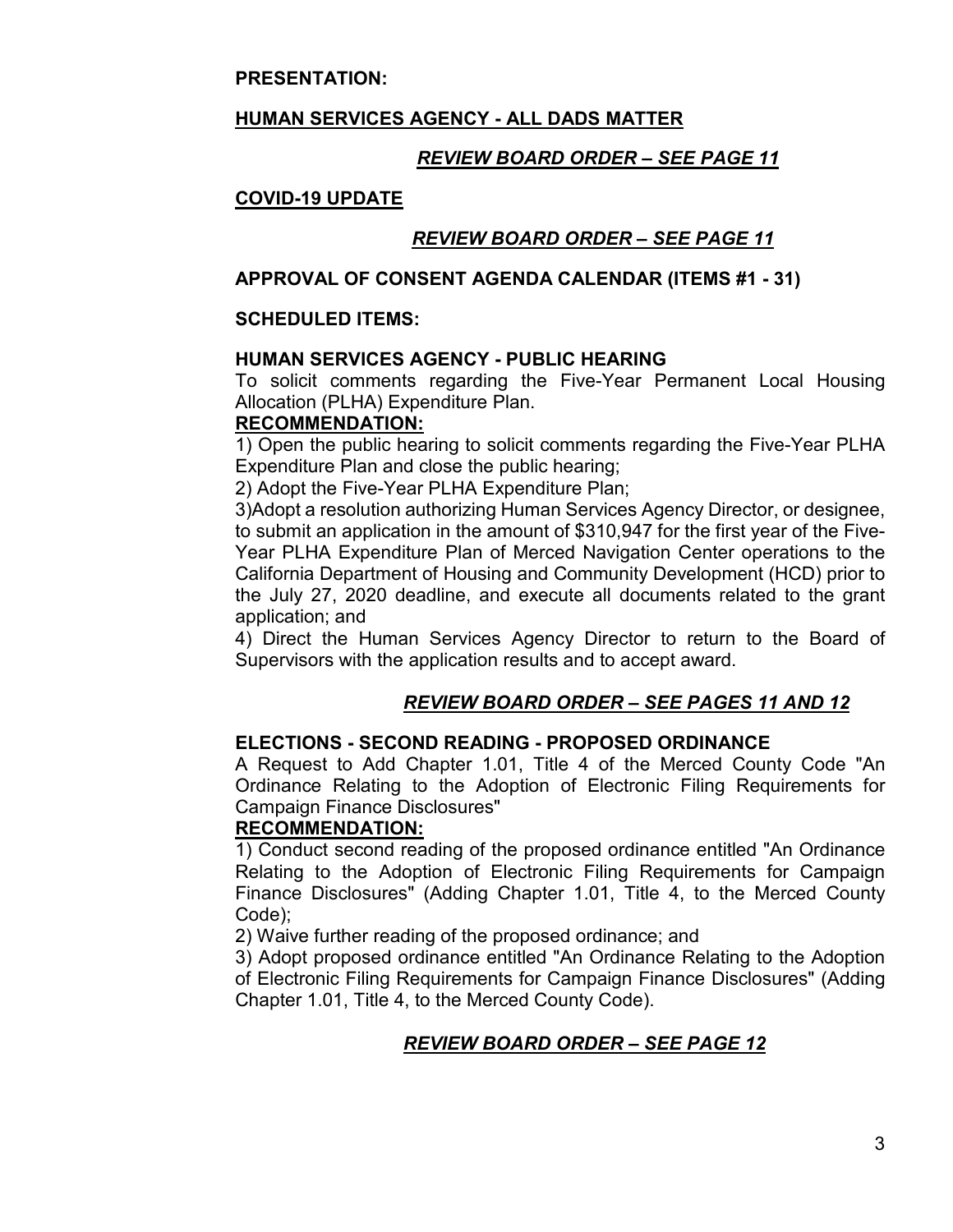**PRESENTATION:**

**HUMAN SERVICES AGENCY - ALL DADS MATTER**

***REVIEW BOARD ORDER – SEE PAGE 11***

**COVID-19 UPDATE**

***REVIEW BOARD ORDER – SEE PAGE 11***

**APPROVAL OF CONSENT AGENDA CALENDAR (ITEMS #1 - 31)**

**SCHEDULED ITEMS:**

**HUMAN SERVICES AGENCY - PUBLIC HEARING**

To solicit comments regarding the Five-Year Permanent Local Housing Allocation (PLHA) Expenditure Plan.

**RECOMMENDATION:**

1) Open the public hearing to solicit comments regarding the Five-Year PLHA Expenditure Plan and close the public hearing;

2) Adopt the Five-Year PLHA Expenditure Plan;

3)Adopt a resolution authorizing Human Services Agency Director, or designee, to submit an application in the amount of $310,947 for the first year of the Five-Year PLHA Expenditure Plan of Merced Navigation Center operations to the California Department of Housing and Community Development (HCD) prior to the July 27, 2020 deadline, and execute all documents related to the grant application; and

4) Direct the Human Services Agency Director to return to the Board of Supervisors with the application results and to accept award.

***REVIEW BOARD ORDER – SEE PAGES 11 AND 12***

**ELECTIONS - SECOND READING - PROPOSED ORDINANCE**

A Request to Add Chapter 1.01, Title 4 of the Merced County Code "An Ordinance Relating to the Adoption of Electronic Filing Requirements for Campaign Finance Disclosures"

**RECOMMENDATION:**

1) Conduct second reading of the proposed ordinance entitled "An Ordinance Relating to the Adoption of Electronic Filing Requirements for Campaign Finance Disclosures" (Adding Chapter 1.01, Title 4, to the Merced County Code);

2) Waive further reading of the proposed ordinance; and

3) Adopt proposed ordinance entitled "An Ordinance Relating to the Adoption of Electronic Filing Requirements for Campaign Finance Disclosures" (Adding Chapter 1.01, Title 4, to the Merced County Code).

***REVIEW BOARD ORDER – SEE PAGE 12***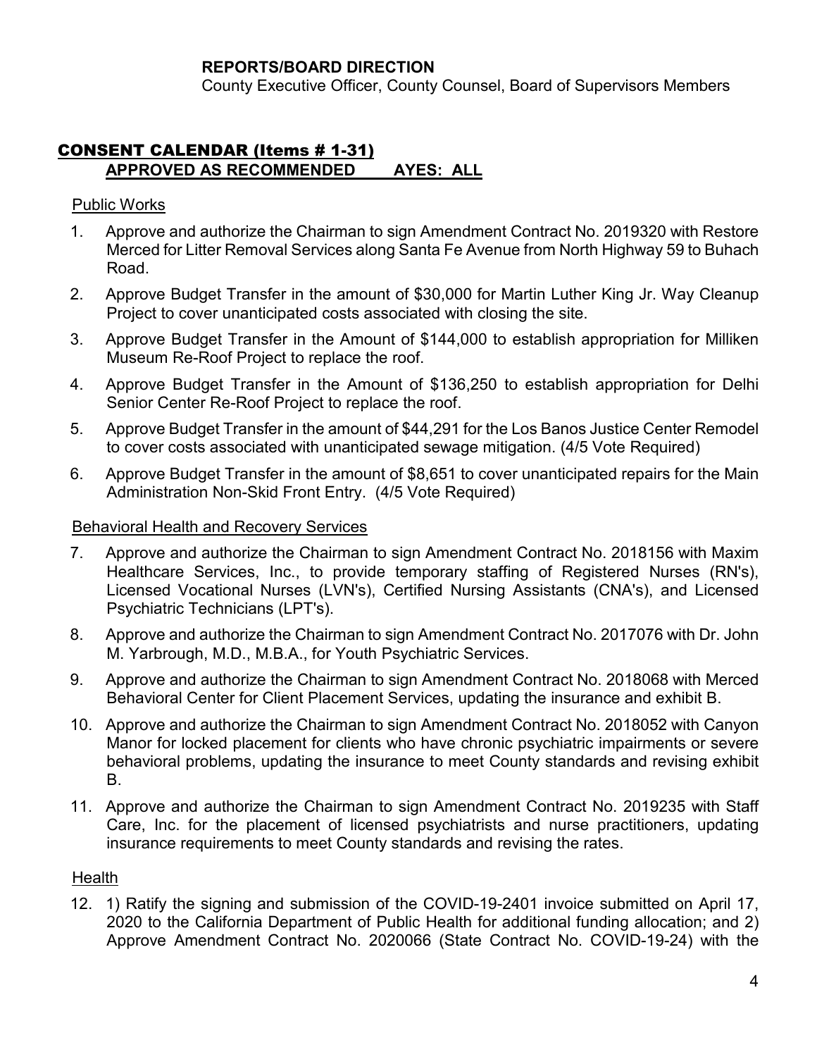**REPORTS/BOARD DIRECTION**

County Executive Officer, County Counsel, Board of Supervisors Members

## CONSENT CALENDAR (Items # 1-31)

**APPROVED AS RECOMMENDED AYES: ALL**

Public Works

1. Approve and authorize the Chairman to sign Amendment Contract No. 2019320 with Restore Merced for Litter Removal Services along Santa Fe Avenue from North Highway 59 to Buhach Road.
2. Approve Budget Transfer in the amount of $30,000 for Martin Luther King Jr. Way Cleanup Project to cover unanticipated costs associated with closing the site.
3. Approve Budget Transfer in the Amount of $144,000 to establish appropriation for Milliken Museum Re-Roof Project to replace the roof.
4. Approve Budget Transfer in the Amount of $136,250 to establish appropriation for Delhi Senior Center Re-Roof Project to replace the roof.
5. Approve Budget Transfer in the amount of $44,291 for the Los Banos Justice Center Remodel to cover costs associated with unanticipated sewage mitigation. (4/5 Vote Required)
6. Approve Budget Transfer in the amount of $8,651 to cover unanticipated repairs for the Main Administration Non-Skid Front Entry. (4/5 Vote Required)

Behavioral Health and Recovery Services

7. Approve and authorize the Chairman to sign Amendment Contract No. 2018156 with Maxim Healthcare Services, Inc., to provide temporary staffing of Registered Nurses (RN's), Licensed Vocational Nurses (LVN's), Certified Nursing Assistants (CNA's), and Licensed Psychiatric Technicians (LPT's).
8. Approve and authorize the Chairman to sign Amendment Contract No. 2017076 with Dr. John M. Yarbrough, M.D., M.B.A., for Youth Psychiatric Services.
9. Approve and authorize the Chairman to sign Amendment Contract No. 2018068 with Merced Behavioral Center for Client Placement Services, updating the insurance and exhibit B.
10. Approve and authorize the Chairman to sign Amendment Contract No. 2018052 with Canyon Manor for locked placement for clients who have chronic psychiatric impairments or severe behavioral problems, updating the insurance to meet County standards and revising exhibit B.
11. Approve and authorize the Chairman to sign Amendment Contract No. 2019235 with Staff Care, Inc. for the placement of licensed psychiatrists and nurse practitioners, updating insurance requirements to meet County standards and revising the rates.

Health

12. 1) Ratify the signing and submission of the COVID-19-2401 invoice submitted on April 17, 2020 to the California Department of Public Health for additional funding allocation; and 2) Approve Amendment Contract No. 2020066 (State Contract No. COVID-19-24) with the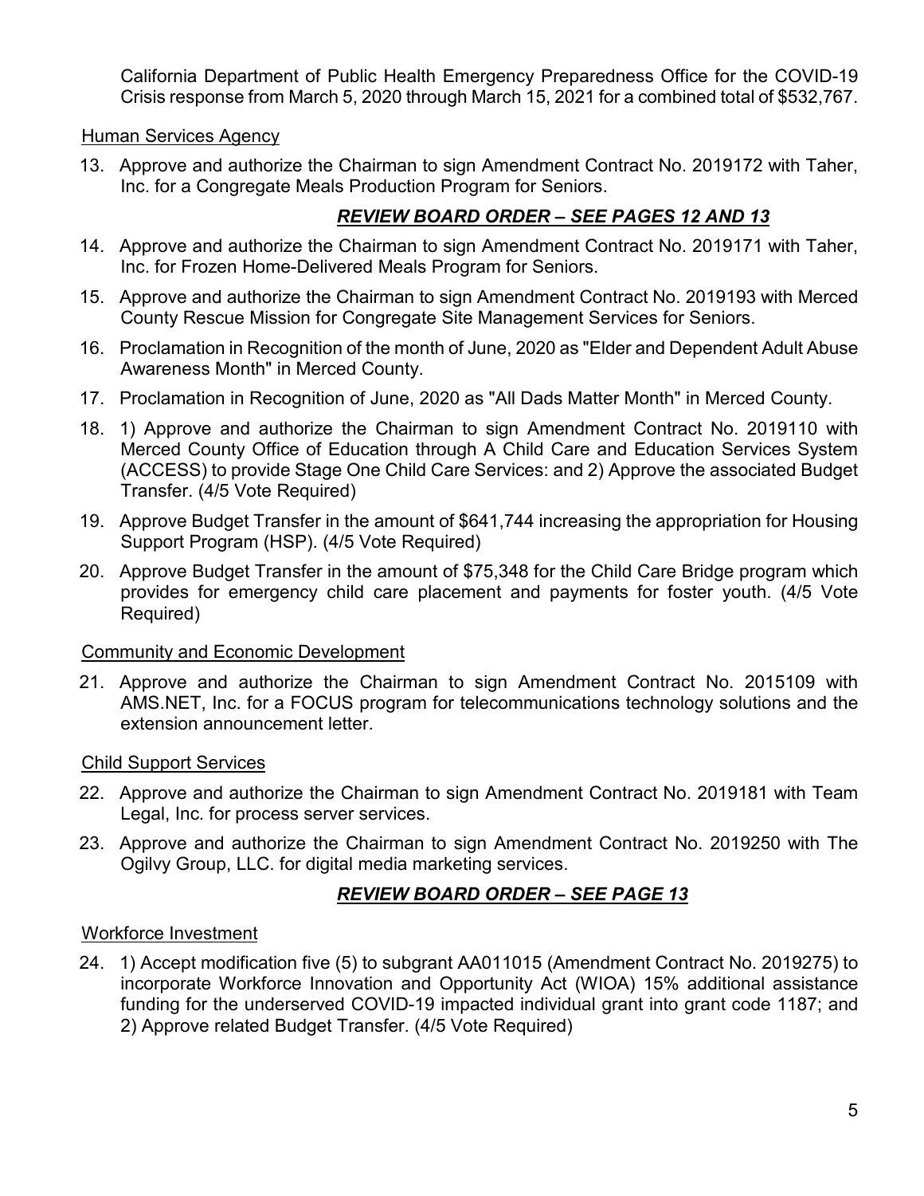California Department of Public Health Emergency Preparedness Office for the COVID-19 Crisis response from March 5, 2020 through March 15, 2021 for a combined total of $532,767.

Human Services Agency

13. Approve and authorize the Chairman to sign Amendment Contract No. 2019172 with Taher, Inc. for a Congregate Meals Production Program for Seniors.

***REVIEW BOARD ORDER – SEE PAGES 12 AND 13***

14. Approve and authorize the Chairman to sign Amendment Contract No. 2019171 with Taher, Inc. for Frozen Home-Delivered Meals Program for Seniors.
15. Approve and authorize the Chairman to sign Amendment Contract No. 2019193 with Merced County Rescue Mission for Congregate Site Management Services for Seniors.
16. Proclamation in Recognition of the month of June, 2020 as "Elder and Dependent Adult Abuse Awareness Month" in Merced County.
17. Proclamation in Recognition of June, 2020 as "All Dads Matter Month" in Merced County.
18. 1) Approve and authorize the Chairman to sign Amendment Contract No. 2019110 with Merced County Office of Education through A Child Care and Education Services System (ACCESS) to provide Stage One Child Care Services: and 2) Approve the associated Budget Transfer. (4/5 Vote Required)
19. Approve Budget Transfer in the amount of $641,744 increasing the appropriation for Housing Support Program (HSP). (4/5 Vote Required)
20. Approve Budget Transfer in the amount of $75,348 for the Child Care Bridge program which provides for emergency child care placement and payments for foster youth. (4/5 Vote Required)

Community and Economic Development

21. Approve and authorize the Chairman to sign Amendment Contract No. 2015109 with AMS.NET, Inc. for a FOCUS program for telecommunications technology solutions and the extension announcement letter.

Child Support Services

22. Approve and authorize the Chairman to sign Amendment Contract No. 2019181 with Team Legal, Inc. for process server services.
23. Approve and authorize the Chairman to sign Amendment Contract No. 2019250 with The Ogilvy Group, LLC. for digital media marketing services.

***REVIEW BOARD ORDER – SEE PAGE 13***

Workforce Investment

24. 1) Accept modification five (5) to subgrant AA011015 (Amendment Contract No. 2019275) to incorporate Workforce Innovation and Opportunity Act (WIOA) 15% additional assistance funding for the underserved COVID-19 impacted individual grant into grant code 1187; and 2) Approve related Budget Transfer. (4/5 Vote Required)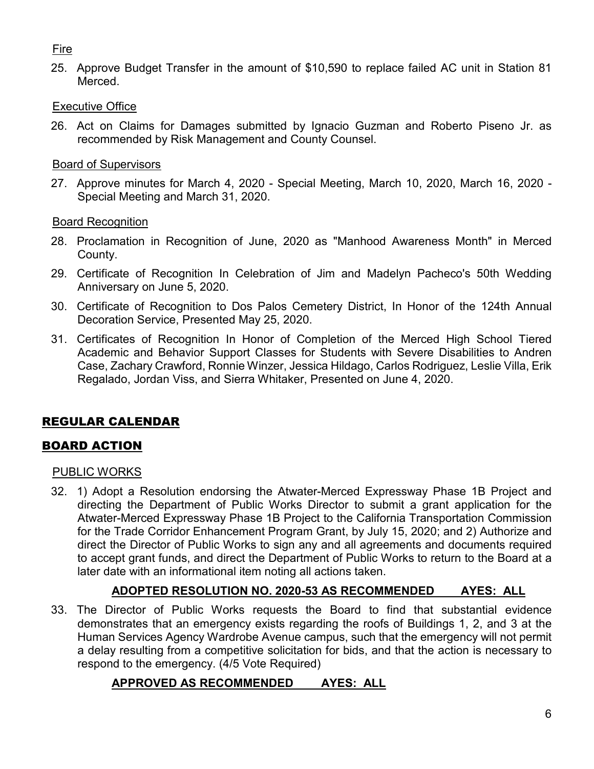Fire

25. Approve Budget Transfer in the amount of $10,590 to replace failed AC unit in Station 81 Merced.

Executive Office

26. Act on Claims for Damages submitted by Ignacio Guzman and Roberto Piseno Jr. as recommended by Risk Management and County Counsel.

Board of Supervisors

27. Approve minutes for March 4, 2020 - Special Meeting, March 10, 2020, March 16, 2020 - Special Meeting and March 31, 2020.

Board Recognition

28. Proclamation in Recognition of June, 2020 as "Manhood Awareness Month" in Merced County.

29. Certificate of Recognition In Celebration of Jim and Madelyn Pacheco's 50th Wedding Anniversary on June 5, 2020.

30. Certificate of Recognition to Dos Palos Cemetery District, In Honor of the 124th Annual Decoration Service, Presented May 25, 2020.

31. Certificates of Recognition In Honor of Completion of the Merced High School Tiered Academic and Behavior Support Classes for Students with Severe Disabilities to Andren Case, Zachary Crawford, Ronnie Winzer, Jessica Hildago, Carlos Rodriguez, Leslie Villa, Erik Regalado, Jordan Viss, and Sierra Whitaker, Presented on June 4, 2020.

## REGULAR CALENDAR

## BOARD ACTION

PUBLIC WORKS

32. 1) Adopt a Resolution endorsing the Atwater-Merced Expressway Phase 1B Project and directing the Department of Public Works Director to submit a grant application for the Atwater-Merced Expressway Phase 1B Project to the California Transportation Commission for the Trade Corridor Enhancement Program Grant, by July 15, 2020; and 2) Authorize and direct the Director of Public Works to sign any and all agreements and documents required to accept grant funds, and direct the Department of Public Works to return to the Board at a later date with an informational item noting all actions taken.

    **ADOPTED RESOLUTION NO. 2020-53 AS RECOMMENDED AYES: ALL**

33. The Director of Public Works requests the Board to find that substantial evidence demonstrates that an emergency exists regarding the roofs of Buildings 1, 2, and 3 at the Human Services Agency Wardrobe Avenue campus, such that the emergency will not permit a delay resulting from a competitive solicitation for bids, and that the action is necessary to respond to the emergency. (4/5 Vote Required)

    **APPROVED AS RECOMMENDED AYES: ALL**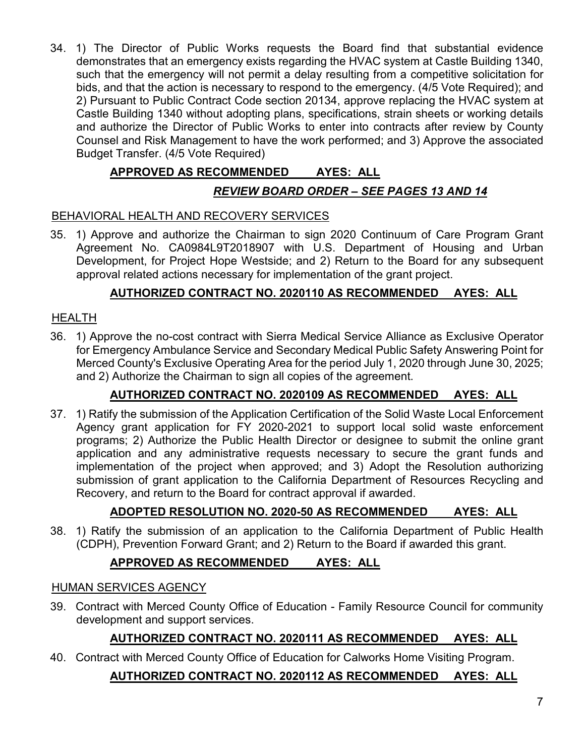34. 1) The Director of Public Works requests the Board find that substantial evidence demonstrates that an emergency exists regarding the HVAC system at Castle Building 1340, such that the emergency will not permit a delay resulting from a competitive solicitation for bids, and that the action is necessary to respond to the emergency. (4/5 Vote Required); and 2) Pursuant to Public Contract Code section 20134, approve replacing the HVAC system at Castle Building 1340 without adopting plans, specifications, strain sheets or working details and authorize the Director of Public Works to enter into contracts after review by County Counsel and Risk Management to have the work performed; and 3) Approve the associated Budget Transfer. (4/5 Vote Required)

**APPROVED AS RECOMMENDED AYES: ALL**

***REVIEW BOARD ORDER – SEE PAGES 13 AND 14***

BEHAVIORAL HEALTH AND RECOVERY SERVICES

35. 1) Approve and authorize the Chairman to sign 2020 Continuum of Care Program Grant Agreement No. CA0984L9T2018907 with U.S. Department of Housing and Urban Development, for Project Hope Westside; and 2) Return to the Board for any subsequent approval related actions necessary for implementation of the grant project.

**AUTHORIZED CONTRACT NO. 2020110 AS RECOMMENDED AYES: ALL**

HEALTH

36. 1) Approve the no-cost contract with Sierra Medical Service Alliance as Exclusive Operator for Emergency Ambulance Service and Secondary Medical Public Safety Answering Point for Merced County's Exclusive Operating Area for the period July 1, 2020 through June 30, 2025; and 2) Authorize the Chairman to sign all copies of the agreement.

**AUTHORIZED CONTRACT NO. 2020109 AS RECOMMENDED AYES: ALL**

37. 1) Ratify the submission of the Application Certification of the Solid Waste Local Enforcement Agency grant application for FY 2020-2021 to support local solid waste enforcement programs; 2) Authorize the Public Health Director or designee to submit the online grant application and any administrative requests necessary to secure the grant funds and implementation of the project when approved; and 3) Adopt the Resolution authorizing submission of grant application to the California Department of Resources Recycling and Recovery, and return to the Board for contract approval if awarded.

**ADOPTED RESOLUTION NO. 2020-50 AS RECOMMENDED AYES: ALL**

38. 1) Ratify the submission of an application to the California Department of Public Health (CDPH), Prevention Forward Grant; and 2) Return to the Board if awarded this grant.

**APPROVED AS RECOMMENDED AYES: ALL**

HUMAN SERVICES AGENCY

39. Contract with Merced County Office of Education - Family Resource Council for community development and support services.

**AUTHORIZED CONTRACT NO. 2020111 AS RECOMMENDED AYES: ALL**

40. Contract with Merced County Office of Education for Calworks Home Visiting Program.

**AUTHORIZED CONTRACT NO. 2020112 AS RECOMMENDED AYES: ALL**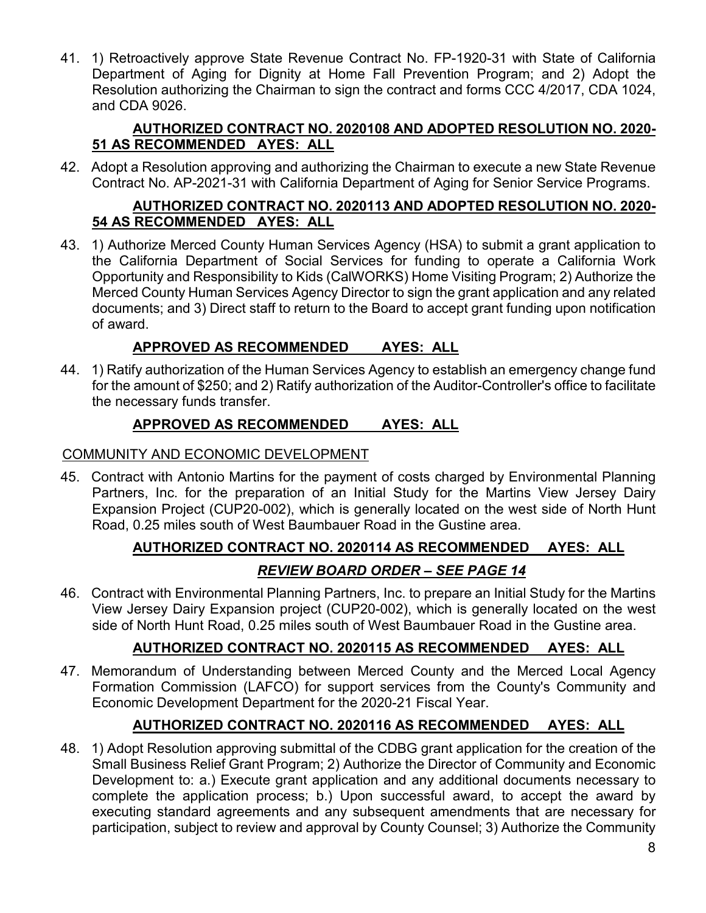41. 1) Retroactively approve State Revenue Contract No. FP-1920-31 with State of California Department of Aging for Dignity at Home Fall Prevention Program; and 2) Adopt the Resolution authorizing the Chairman to sign the contract and forms CCC 4/2017, CDA 1024, and CDA 9026.

    **AUTHORIZED CONTRACT NO. 2020108 AND ADOPTED RESOLUTION NO. 2020-51 AS RECOMMENDED AYES: ALL**

42. Adopt a Resolution approving and authorizing the Chairman to execute a new State Revenue Contract No. AP-2021-31 with California Department of Aging for Senior Service Programs.

    **AUTHORIZED CONTRACT NO. 2020113 AND ADOPTED RESOLUTION NO. 2020-54 AS RECOMMENDED AYES: ALL**

43. 1) Authorize Merced County Human Services Agency (HSA) to submit a grant application to the California Department of Social Services for funding to operate a California Work Opportunity and Responsibility to Kids (CalWORKS) Home Visiting Program; 2) Authorize the Merced County Human Services Agency Director to sign the grant application and any related documents; and 3) Direct staff to return to the Board to accept grant funding upon notification of award.

    **APPROVED AS RECOMMENDED AYES: ALL**

44. 1) Ratify authorization of the Human Services Agency to establish an emergency change fund for the amount of $250; and 2) Ratify authorization of the Auditor-Controller's office to facilitate the necessary funds transfer.

    **APPROVED AS RECOMMENDED AYES: ALL**

COMMUNITY AND ECONOMIC DEVELOPMENT

45. Contract with Antonio Martins for the payment of costs charged by Environmental Planning Partners, Inc. for the preparation of an Initial Study for the Martins View Jersey Dairy Expansion Project (CUP20-002), which is generally located on the west side of North Hunt Road, 0.25 miles south of West Baumbauer Road in the Gustine area.

    **AUTHORIZED CONTRACT NO. 2020114 AS RECOMMENDED AYES: ALL**

    ***REVIEW BOARD ORDER – SEE PAGE 14***

46. Contract with Environmental Planning Partners, Inc. to prepare an Initial Study for the Martins View Jersey Dairy Expansion project (CUP20-002), which is generally located on the west side of North Hunt Road, 0.25 miles south of West Baumbauer Road in the Gustine area.

    **AUTHORIZED CONTRACT NO. 2020115 AS RECOMMENDED AYES: ALL**

47. Memorandum of Understanding between Merced County and the Merced Local Agency Formation Commission (LAFCO) for support services from the County's Community and Economic Development Department for the 2020-21 Fiscal Year.

    **AUTHORIZED CONTRACT NO. 2020116 AS RECOMMENDED AYES: ALL**

48. 1) Adopt Resolution approving submittal of the CDBG grant application for the creation of the Small Business Relief Grant Program; 2) Authorize the Director of Community and Economic Development to: a.) Execute grant application and any additional documents necessary to complete the application process; b.) Upon successful award, to accept the award by executing standard agreements and any subsequent amendments that are necessary for participation, subject to review and approval by County Counsel; 3) Authorize the Community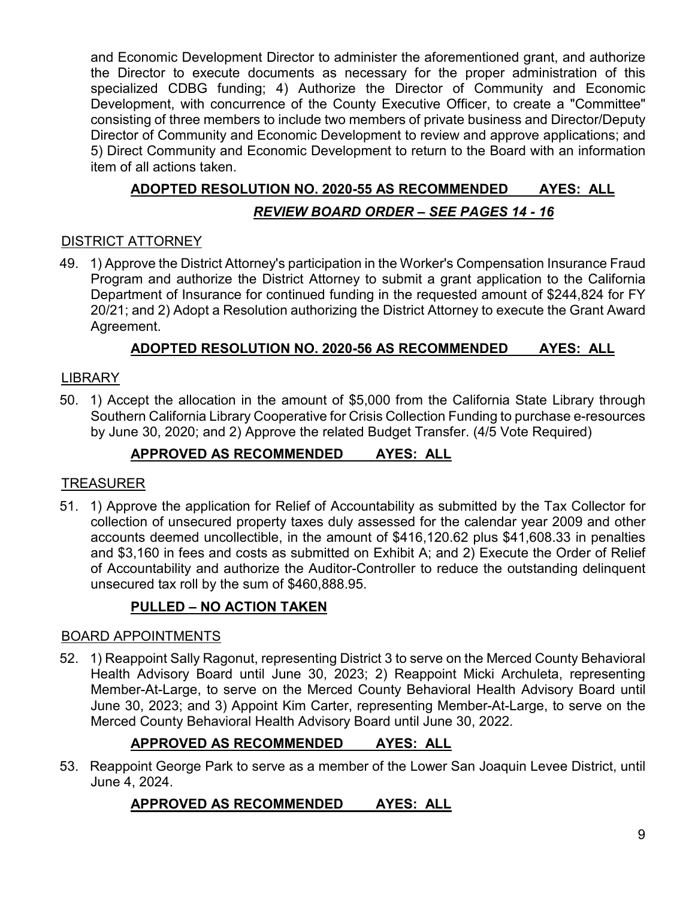and Economic Development Director to administer the aforementioned grant, and authorize the Director to execute documents as necessary for the proper administration of this specialized CDBG funding; 4) Authorize the Director of Community and Economic Development, with concurrence of the County Executive Officer, to create a "Committee" consisting of three members to include two members of private business and Director/Deputy Director of Community and Economic Development to review and approve applications; and 5) Direct Community and Economic Development to return to the Board with an information item of all actions taken.

**ADOPTED RESOLUTION NO. 2020-55 AS RECOMMENDED AYES: ALL**

***REVIEW BOARD ORDER – SEE PAGES 14 - 16***

DISTRICT ATTORNEY

49. 1) Approve the District Attorney's participation in the Worker's Compensation Insurance Fraud Program and authorize the District Attorney to submit a grant application to the California Department of Insurance for continued funding in the requested amount of $244,824 for FY 20/21; and 2) Adopt a Resolution authorizing the District Attorney to execute the Grant Award Agreement.

**ADOPTED RESOLUTION NO. 2020-56 AS RECOMMENDED AYES: ALL**

LIBRARY

50. 1) Accept the allocation in the amount of $5,000 from the California State Library through Southern California Library Cooperative for Crisis Collection Funding to purchase e-resources by June 30, 2020; and 2) Approve the related Budget Transfer. (4/5 Vote Required)

**APPROVED AS RECOMMENDED AYES: ALL**

TREASURER

51. 1) Approve the application for Relief of Accountability as submitted by the Tax Collector for collection of unsecured property taxes duly assessed for the calendar year 2009 and other accounts deemed uncollectible, in the amount of $416,120.62 plus $41,608.33 in penalties and $3,160 in fees and costs as submitted on Exhibit A; and 2) Execute the Order of Relief of Accountability and authorize the Auditor-Controller to reduce the outstanding delinquent unsecured tax roll by the sum of $460,888.95.

**PULLED – NO ACTION TAKEN**

BOARD APPOINTMENTS

52. 1) Reappoint Sally Ragonut, representing District 3 to serve on the Merced County Behavioral Health Advisory Board until June 30, 2023; 2) Reappoint Micki Archuleta, representing Member-At-Large, to serve on the Merced County Behavioral Health Advisory Board until June 30, 2023; and 3) Appoint Kim Carter, representing Member-At-Large, to serve on the Merced County Behavioral Health Advisory Board until June 30, 2022.

**APPROVED AS RECOMMENDED AYES: ALL**

53. Reappoint George Park to serve as a member of the Lower San Joaquin Levee District, until June 4, 2024.

**APPROVED AS RECOMMENDED AYES: ALL**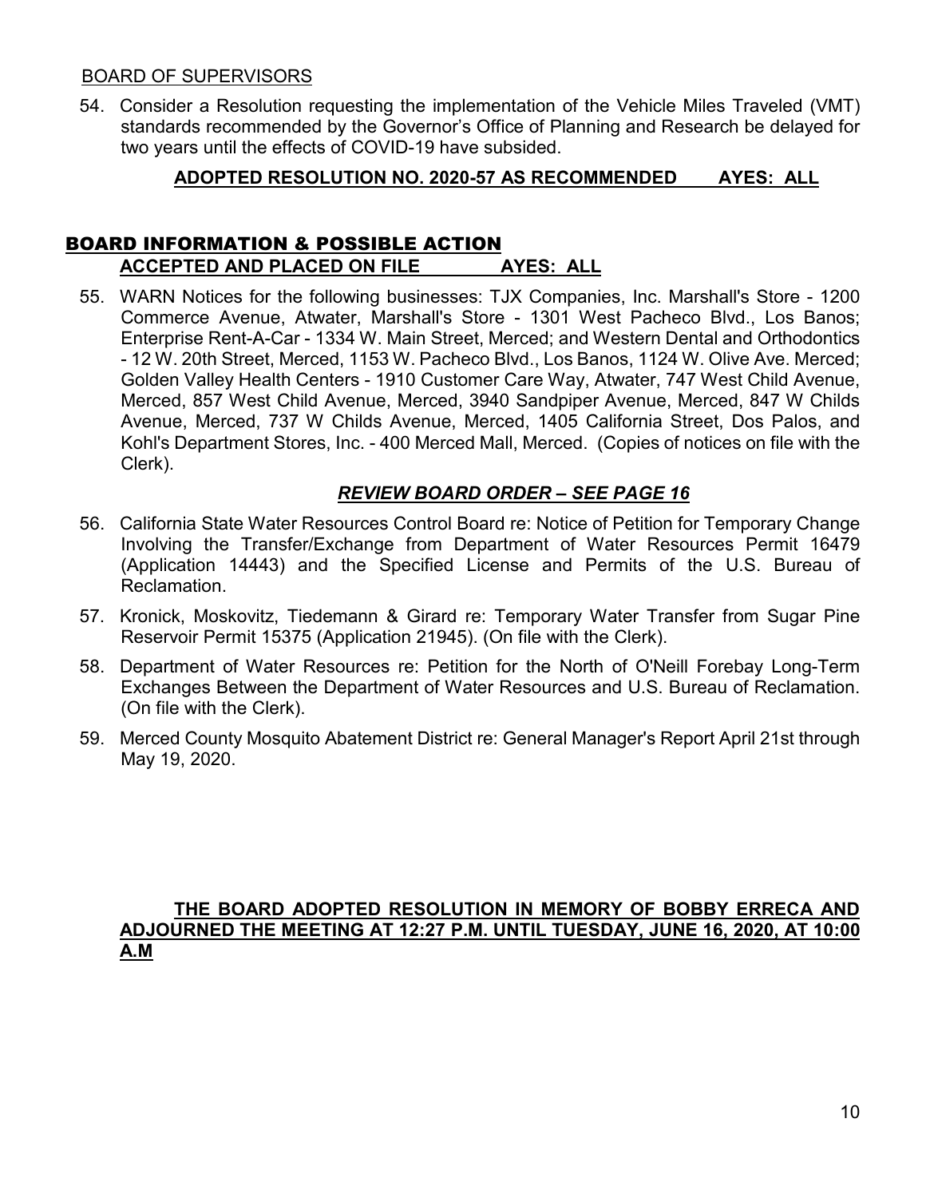BOARD OF SUPERVISORS

54. Consider a Resolution requesting the implementation of the Vehicle Miles Traveled (VMT) standards recommended by the Governor's Office of Planning and Research be delayed for two years until the effects of COVID-19 have subsided.

**ADOPTED RESOLUTION NO. 2020-57 AS RECOMMENDED AYES: ALL**

## BOARD INFORMATION & POSSIBLE ACTION

**ACCEPTED AND PLACED ON FILE AYES: ALL**

55. WARN Notices for the following businesses: TJX Companies, Inc. Marshall's Store - 1200 Commerce Avenue, Atwater, Marshall's Store - 1301 West Pacheco Blvd., Los Banos; Enterprise Rent-A-Car - 1334 W. Main Street, Merced; and Western Dental and Orthodontics - 12 W. 20th Street, Merced, 1153 W. Pacheco Blvd., Los Banos, 1124 W. Olive Ave. Merced; Golden Valley Health Centers - 1910 Customer Care Way, Atwater, 747 West Child Avenue, Merced, 857 West Child Avenue, Merced, 3940 Sandpiper Avenue, Merced, 847 W Childs Avenue, Merced, 737 W Childs Avenue, Merced, 1405 California Street, Dos Palos, and Kohl's Department Stores, Inc. - 400 Merced Mall, Merced. (Copies of notices on file with the Clerk).

***REVIEW BOARD ORDER – SEE PAGE 16***

56. California State Water Resources Control Board re: Notice of Petition for Temporary Change Involving the Transfer/Exchange from Department of Water Resources Permit 16479 (Application 14443) and the Specified License and Permits of the U.S. Bureau of Reclamation.

57. Kronick, Moskovitz, Tiedemann & Girard re: Temporary Water Transfer from Sugar Pine Reservoir Permit 15375 (Application 21945). (On file with the Clerk).

58. Department of Water Resources re: Petition for the North of O'Neill Forebay Long-Term Exchanges Between the Department of Water Resources and U.S. Bureau of Reclamation. (On file with the Clerk).

59. Merced County Mosquito Abatement District re: General Manager's Report April 21st through May 19, 2020.

**THE BOARD ADOPTED RESOLUTION IN MEMORY OF BOBBY ERRECA AND ADJOURNED THE MEETING AT 12:27 P.M. UNTIL TUESDAY, JUNE 16, 2020, AT 10:00 A.M**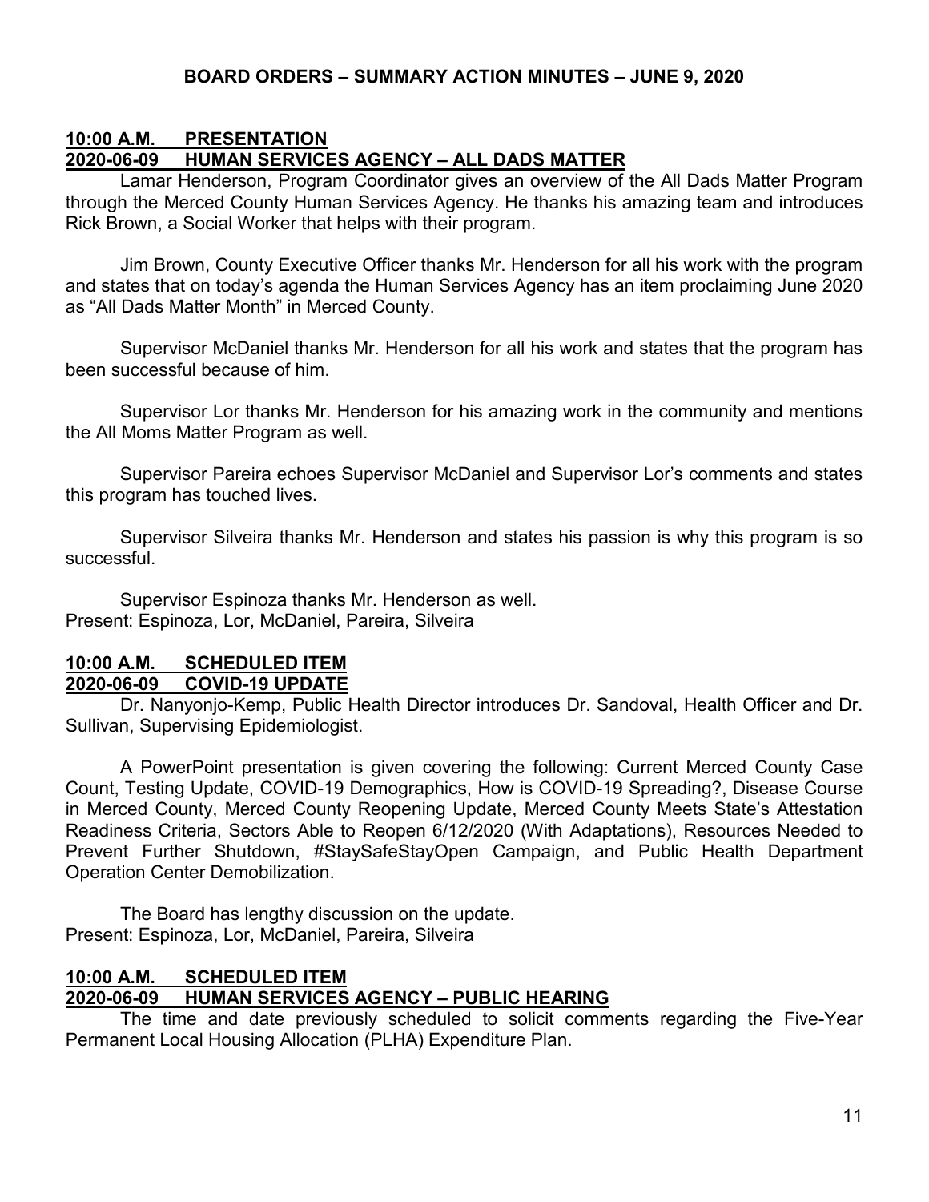## BOARD ORDERS – SUMMARY ACTION MINUTES – JUNE 9, 2020

**10:00 A.M. PRESENTATION**
**2020-06-09 HUMAN SERVICES AGENCY – ALL DADS MATTER**

Lamar Henderson, Program Coordinator gives an overview of the All Dads Matter Program through the Merced County Human Services Agency. He thanks his amazing team and introduces Rick Brown, a Social Worker that helps with their program.

Jim Brown, County Executive Officer thanks Mr. Henderson for all his work with the program and states that on today's agenda the Human Services Agency has an item proclaiming June 2020 as "All Dads Matter Month" in Merced County.

Supervisor McDaniel thanks Mr. Henderson for all his work and states that the program has been successful because of him.

Supervisor Lor thanks Mr. Henderson for his amazing work in the community and mentions the All Moms Matter Program as well.

Supervisor Pareira echoes Supervisor McDaniel and Supervisor Lor's comments and states this program has touched lives.

Supervisor Silveira thanks Mr. Henderson and states his passion is why this program is so successful.

Supervisor Espinoza thanks Mr. Henderson as well.
Present: Espinoza, Lor, McDaniel, Pareira, Silveira

**10:00 A.M. SCHEDULED ITEM**
**2020-06-09 COVID-19 UPDATE**

Dr. Nanyonjo-Kemp, Public Health Director introduces Dr. Sandoval, Health Officer and Dr. Sullivan, Supervising Epidemiologist.

A PowerPoint presentation is given covering the following: Current Merced County Case Count, Testing Update, COVID-19 Demographics, How is COVID-19 Spreading?, Disease Course in Merced County, Merced County Reopening Update, Merced County Meets State's Attestation Readiness Criteria, Sectors Able to Reopen 6/12/2020 (With Adaptations), Resources Needed to Prevent Further Shutdown, #StaySafeStayOpen Campaign, and Public Health Department Operation Center Demobilization.

The Board has lengthy discussion on the update.
Present: Espinoza, Lor, McDaniel, Pareira, Silveira

**10:00 A.M. SCHEDULED ITEM**
**2020-06-09 HUMAN SERVICES AGENCY – PUBLIC HEARING**

The time and date previously scheduled to solicit comments regarding the Five-Year Permanent Local Housing Allocation (PLHA) Expenditure Plan.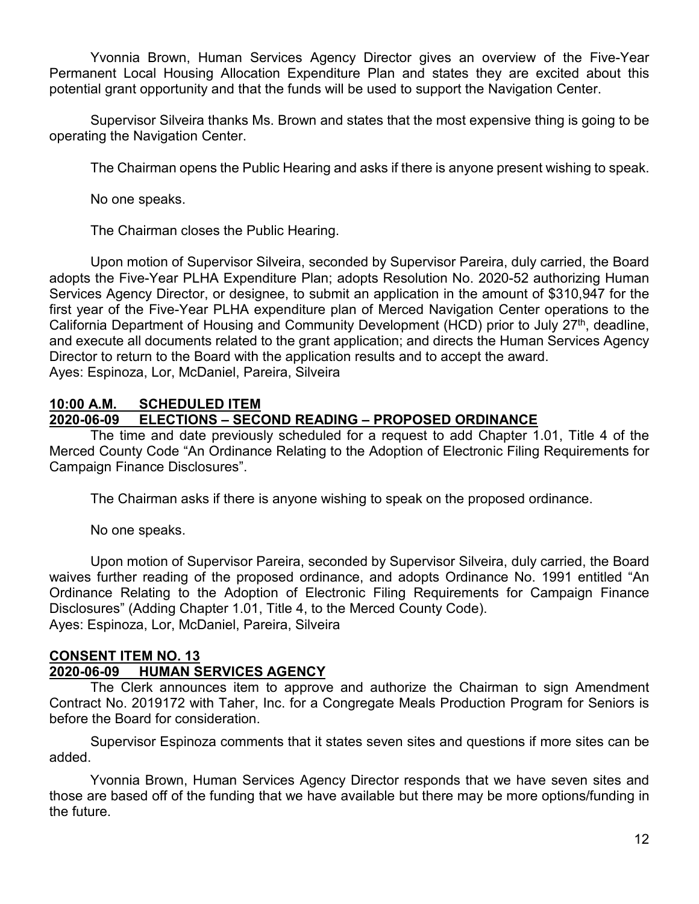Yvonnia Brown, Human Services Agency Director gives an overview of the Five-Year Permanent Local Housing Allocation Expenditure Plan and states they are excited about this potential grant opportunity and that the funds will be used to support the Navigation Center.

Supervisor Silveira thanks Ms. Brown and states that the most expensive thing is going to be operating the Navigation Center.

The Chairman opens the Public Hearing and asks if there is anyone present wishing to speak.

No one speaks.

The Chairman closes the Public Hearing.

Upon motion of Supervisor Silveira, seconded by Supervisor Pareira, duly carried, the Board adopts the Five-Year PLHA Expenditure Plan; adopts Resolution No. 2020-52 authorizing Human Services Agency Director, or designee, to submit an application in the amount of $310,947 for the first year of the Five-Year PLHA expenditure plan of Merced Navigation Center operations to the California Department of Housing and Community Development (HCD) prior to July 27th, deadline, and execute all documents related to the grant application; and directs the Human Services Agency Director to return to the Board with the application results and to accept the award.
Ayes: Espinoza, Lor, McDaniel, Pareira, Silveira

**10:00 A.M. SCHEDULED ITEM**
**2020-06-09 ELECTIONS – SECOND READING – PROPOSED ORDINANCE**

The time and date previously scheduled for a request to add Chapter 1.01, Title 4 of the Merced County Code "An Ordinance Relating to the Adoption of Electronic Filing Requirements for Campaign Finance Disclosures".

The Chairman asks if there is anyone wishing to speak on the proposed ordinance.

No one speaks.

Upon motion of Supervisor Pareira, seconded by Supervisor Silveira, duly carried, the Board waives further reading of the proposed ordinance, and adopts Ordinance No. 1991 entitled "An Ordinance Relating to the Adoption of Electronic Filing Requirements for Campaign Finance Disclosures" (Adding Chapter 1.01, Title 4, to the Merced County Code).
Ayes: Espinoza, Lor, McDaniel, Pareira, Silveira

**CONSENT ITEM NO. 13**
**2020-06-09 HUMAN SERVICES AGENCY**

The Clerk announces item to approve and authorize the Chairman to sign Amendment Contract No. 2019172 with Taher, Inc. for a Congregate Meals Production Program for Seniors is before the Board for consideration.

Supervisor Espinoza comments that it states seven sites and questions if more sites can be added.

Yvonnia Brown, Human Services Agency Director responds that we have seven sites and those are based off of the funding that we have available but there may be more options/funding in the future.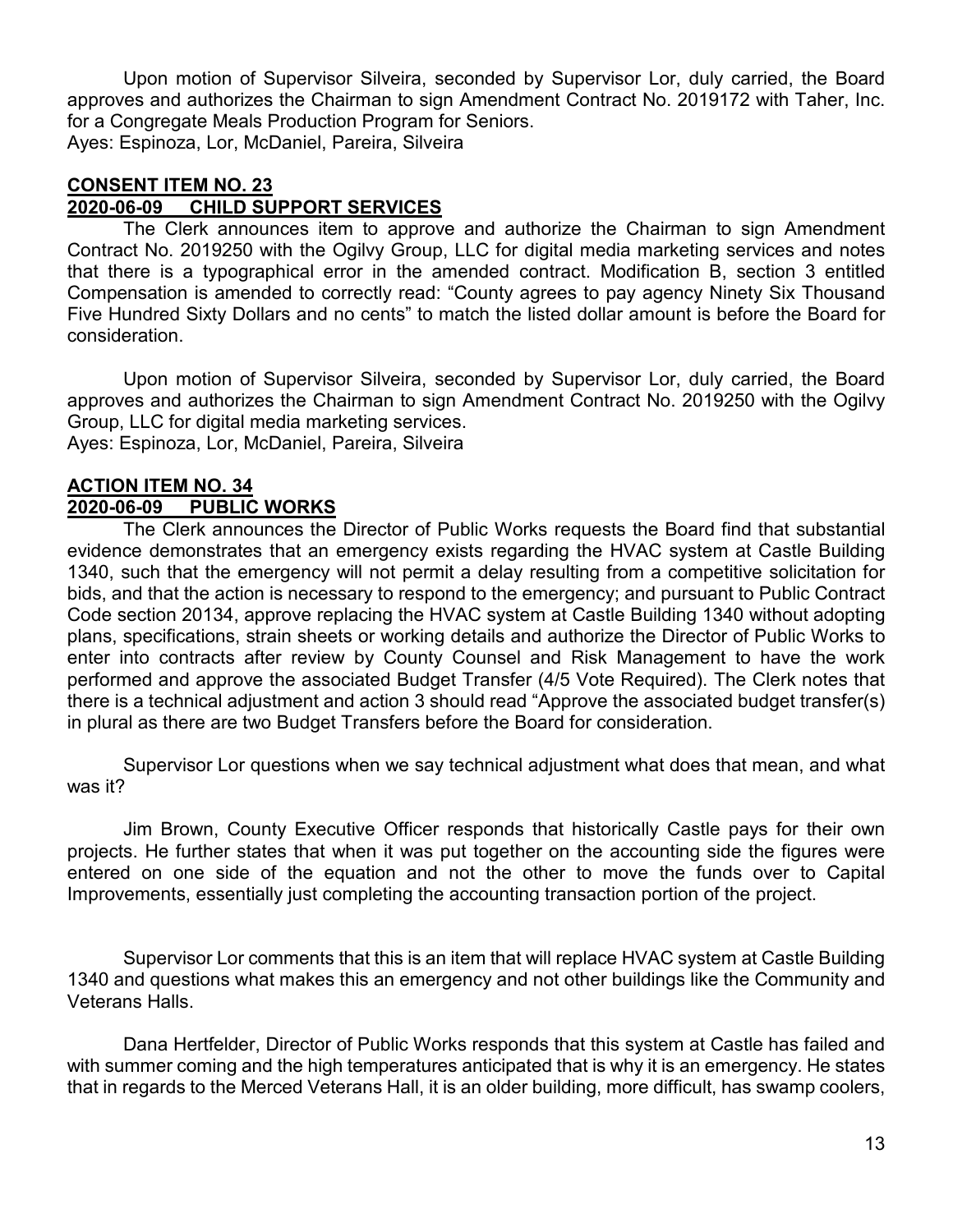Upon motion of Supervisor Silveira, seconded by Supervisor Lor, duly carried, the Board approves and authorizes the Chairman to sign Amendment Contract No. 2019172 with Taher, Inc. for a Congregate Meals Production Program for Seniors.
Ayes: Espinoza, Lor, McDaniel, Pareira, Silveira

**CONSENT ITEM NO. 23**
**2020-06-09 CHILD SUPPORT SERVICES**

The Clerk announces item to approve and authorize the Chairman to sign Amendment Contract No. 2019250 with the Ogilvy Group, LLC for digital media marketing services and notes that there is a typographical error in the amended contract. Modification B, section 3 entitled Compensation is amended to correctly read: "County agrees to pay agency Ninety Six Thousand Five Hundred Sixty Dollars and no cents" to match the listed dollar amount is before the Board for consideration.

Upon motion of Supervisor Silveira, seconded by Supervisor Lor, duly carried, the Board approves and authorizes the Chairman to sign Amendment Contract No. 2019250 with the Ogilvy Group, LLC for digital media marketing services.
Ayes: Espinoza, Lor, McDaniel, Pareira, Silveira

**ACTION ITEM NO. 34**
**2020-06-09 PUBLIC WORKS**

The Clerk announces the Director of Public Works requests the Board find that substantial evidence demonstrates that an emergency exists regarding the HVAC system at Castle Building 1340, such that the emergency will not permit a delay resulting from a competitive solicitation for bids, and that the action is necessary to respond to the emergency; and pursuant to Public Contract Code section 20134, approve replacing the HVAC system at Castle Building 1340 without adopting plans, specifications, strain sheets or working details and authorize the Director of Public Works to enter into contracts after review by County Counsel and Risk Management to have the work performed and approve the associated Budget Transfer (4/5 Vote Required). The Clerk notes that there is a technical adjustment and action 3 should read "Approve the associated budget transfer(s) in plural as there are two Budget Transfers before the Board for consideration.

Supervisor Lor questions when we say technical adjustment what does that mean, and what was it?

Jim Brown, County Executive Officer responds that historically Castle pays for their own projects. He further states that when it was put together on the accounting side the figures were entered on one side of the equation and not the other to move the funds over to Capital Improvements, essentially just completing the accounting transaction portion of the project.

Supervisor Lor comments that this is an item that will replace HVAC system at Castle Building 1340 and questions what makes this an emergency and not other buildings like the Community and Veterans Halls.

Dana Hertfelder, Director of Public Works responds that this system at Castle has failed and with summer coming and the high temperatures anticipated that is why it is an emergency. He states that in regards to the Merced Veterans Hall, it is an older building, more difficult, has swamp coolers,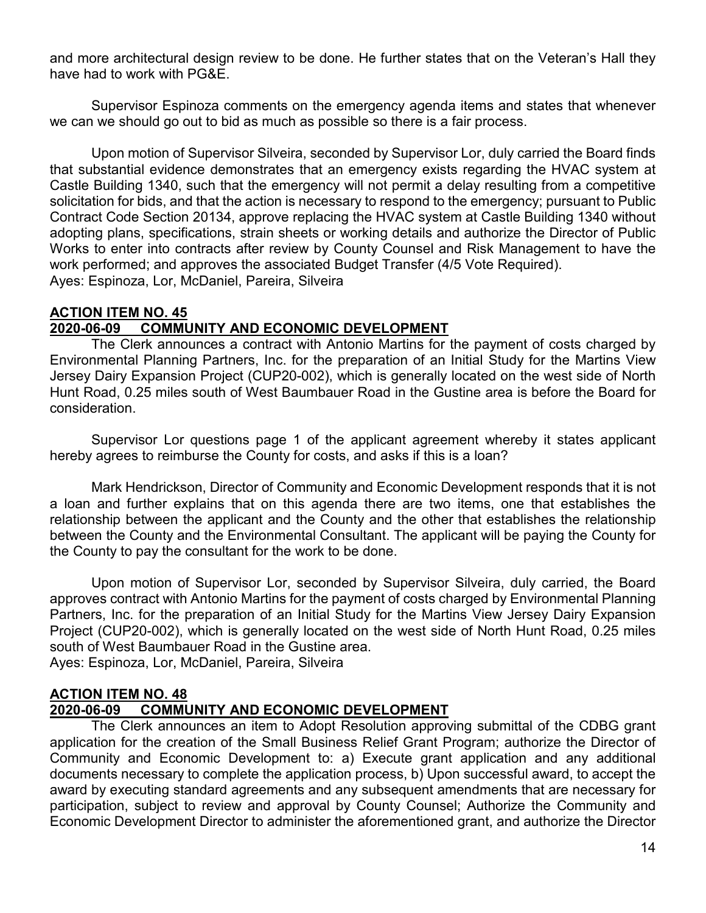and more architectural design review to be done. He further states that on the Veteran's Hall they have had to work with PG&E.

Supervisor Espinoza comments on the emergency agenda items and states that whenever we can we should go out to bid as much as possible so there is a fair process.

Upon motion of Supervisor Silveira, seconded by Supervisor Lor, duly carried the Board finds that substantial evidence demonstrates that an emergency exists regarding the HVAC system at Castle Building 1340, such that the emergency will not permit a delay resulting from a competitive solicitation for bids, and that the action is necessary to respond to the emergency; pursuant to Public Contract Code Section 20134, approve replacing the HVAC system at Castle Building 1340 without adopting plans, specifications, strain sheets or working details and authorize the Director of Public Works to enter into contracts after review by County Counsel and Risk Management to have the work performed; and approves the associated Budget Transfer (4/5 Vote Required).
Ayes: Espinoza, Lor, McDaniel, Pareira, Silveira

**ACTION ITEM NO. 45**
**2020-06-09 COMMUNITY AND ECONOMIC DEVELOPMENT**

The Clerk announces a contract with Antonio Martins for the payment of costs charged by Environmental Planning Partners, Inc. for the preparation of an Initial Study for the Martins View Jersey Dairy Expansion Project (CUP20-002), which is generally located on the west side of North Hunt Road, 0.25 miles south of West Baumbauer Road in the Gustine area is before the Board for consideration.

Supervisor Lor questions page 1 of the applicant agreement whereby it states applicant hereby agrees to reimburse the County for costs, and asks if this is a loan?

Mark Hendrickson, Director of Community and Economic Development responds that it is not a loan and further explains that on this agenda there are two items, one that establishes the relationship between the applicant and the County and the other that establishes the relationship between the County and the Environmental Consultant. The applicant will be paying the County for the County to pay the consultant for the work to be done.

Upon motion of Supervisor Lor, seconded by Supervisor Silveira, duly carried, the Board approves contract with Antonio Martins for the payment of costs charged by Environmental Planning Partners, Inc. for the preparation of an Initial Study for the Martins View Jersey Dairy Expansion Project (CUP20-002), which is generally located on the west side of North Hunt Road, 0.25 miles south of West Baumbauer Road in the Gustine area.
Ayes: Espinoza, Lor, McDaniel, Pareira, Silveira

**ACTION ITEM NO. 48**
**2020-06-09 COMMUNITY AND ECONOMIC DEVELOPMENT**

The Clerk announces an item to Adopt Resolution approving submittal of the CDBG grant application for the creation of the Small Business Relief Grant Program; authorize the Director of Community and Economic Development to: a) Execute grant application and any additional documents necessary to complete the application process, b) Upon successful award, to accept the award by executing standard agreements and any subsequent amendments that are necessary for participation, subject to review and approval by County Counsel; Authorize the Community and Economic Development Director to administer the aforementioned grant, and authorize the Director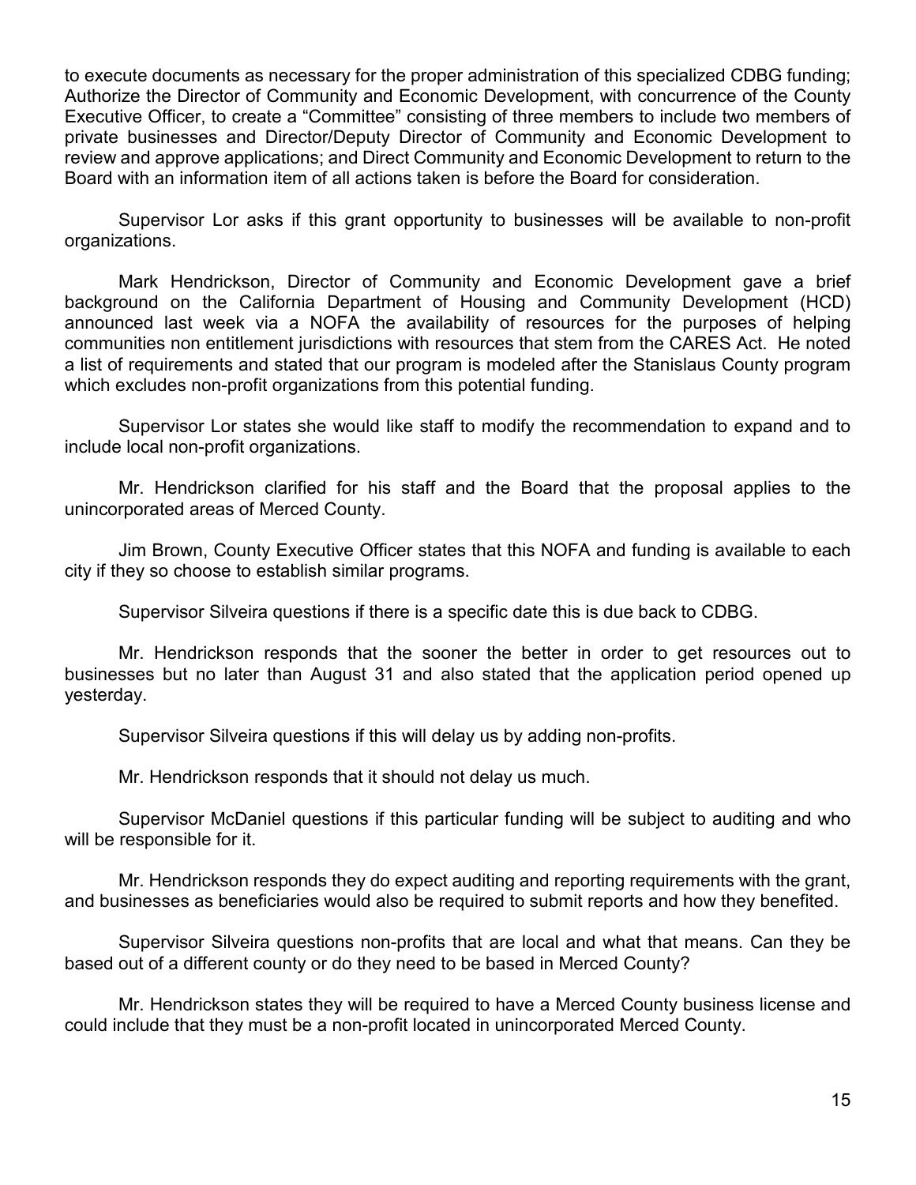to execute documents as necessary for the proper administration of this specialized CDBG funding; Authorize the Director of Community and Economic Development, with concurrence of the County Executive Officer, to create a "Committee" consisting of three members to include two members of private businesses and Director/Deputy Director of Community and Economic Development to review and approve applications; and Direct Community and Economic Development to return to the Board with an information item of all actions taken is before the Board for consideration.

Supervisor Lor asks if this grant opportunity to businesses will be available to non-profit organizations.

Mark Hendrickson, Director of Community and Economic Development gave a brief background on the California Department of Housing and Community Development (HCD) announced last week via a NOFA the availability of resources for the purposes of helping communities non entitlement jurisdictions with resources that stem from the CARES Act. He noted a list of requirements and stated that our program is modeled after the Stanislaus County program which excludes non-profit organizations from this potential funding.

Supervisor Lor states she would like staff to modify the recommendation to expand and to include local non-profit organizations.

Mr. Hendrickson clarified for his staff and the Board that the proposal applies to the unincorporated areas of Merced County.

Jim Brown, County Executive Officer states that this NOFA and funding is available to each city if they so choose to establish similar programs.

Supervisor Silveira questions if there is a specific date this is due back to CDBG.

Mr. Hendrickson responds that the sooner the better in order to get resources out to businesses but no later than August 31 and also stated that the application period opened up yesterday.

Supervisor Silveira questions if this will delay us by adding non-profits.

Mr. Hendrickson responds that it should not delay us much.

Supervisor McDaniel questions if this particular funding will be subject to auditing and who will be responsible for it.

Mr. Hendrickson responds they do expect auditing and reporting requirements with the grant, and businesses as beneficiaries would also be required to submit reports and how they benefited.

Supervisor Silveira questions non-profits that are local and what that means. Can they be based out of a different county or do they need to be based in Merced County?

Mr. Hendrickson states they will be required to have a Merced County business license and could include that they must be a non-profit located in unincorporated Merced County.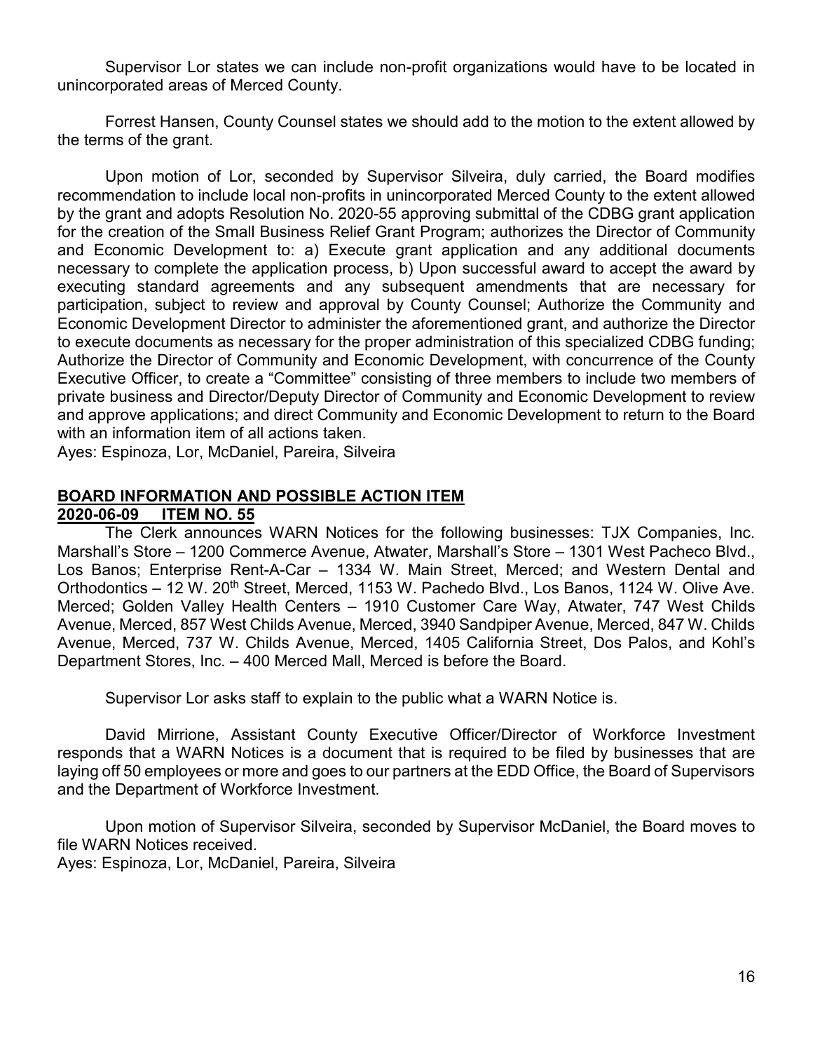Supervisor Lor states we can include non-profit organizations would have to be located in unincorporated areas of Merced County.

Forrest Hansen, County Counsel states we should add to the motion to the extent allowed by the terms of the grant.

Upon motion of Lor, seconded by Supervisor Silveira, duly carried, the Board modifies recommendation to include local non-profits in unincorporated Merced County to the extent allowed by the grant and adopts Resolution No. 2020-55 approving submittal of the CDBG grant application for the creation of the Small Business Relief Grant Program; authorizes the Director of Community and Economic Development to: a) Execute grant application and any additional documents necessary to complete the application process, b) Upon successful award to accept the award by executing standard agreements and any subsequent amendments that are necessary for participation, subject to review and approval by County Counsel; Authorize the Community and Economic Development Director to administer the aforementioned grant, and authorize the Director to execute documents as necessary for the proper administration of this specialized CDBG funding; Authorize the Director of Community and Economic Development, with concurrence of the County Executive Officer, to create a "Committee" consisting of three members to include two members of private business and Director/Deputy Director of Community and Economic Development to review and approve applications; and direct Community and Economic Development to return to the Board with an information item of all actions taken.
Ayes: Espinoza, Lor, McDaniel, Pareira, Silveira

**BOARD INFORMATION AND POSSIBLE ACTION ITEM**
**2020-06-09 ITEM NO. 55**

The Clerk announces WARN Notices for the following businesses: TJX Companies, Inc. Marshall's Store – 1200 Commerce Avenue, Atwater, Marshall's Store – 1301 West Pacheco Blvd., Los Banos; Enterprise Rent-A-Car – 1334 W. Main Street, Merced; and Western Dental and Orthodontics – 12 W. 20th Street, Merced, 1153 W. Pachedo Blvd., Los Banos, 1124 W. Olive Ave. Merced; Golden Valley Health Centers – 1910 Customer Care Way, Atwater, 747 West Childs Avenue, Merced, 857 West Childs Avenue, Merced, 3940 Sandpiper Avenue, Merced, 847 W. Childs Avenue, Merced, 737 W. Childs Avenue, Merced, 1405 California Street, Dos Palos, and Kohl's Department Stores, Inc. – 400 Merced Mall, Merced is before the Board.

Supervisor Lor asks staff to explain to the public what a WARN Notice is.

David Mirrione, Assistant County Executive Officer/Director of Workforce Investment responds that a WARN Notices is a document that is required to be filed by businesses that are laying off 50 employees or more and goes to our partners at the EDD Office, the Board of Supervisors and the Department of Workforce Investment.

Upon motion of Supervisor Silveira, seconded by Supervisor McDaniel, the Board moves to file WARN Notices received.
Ayes: Espinoza, Lor, McDaniel, Pareira, Silveira